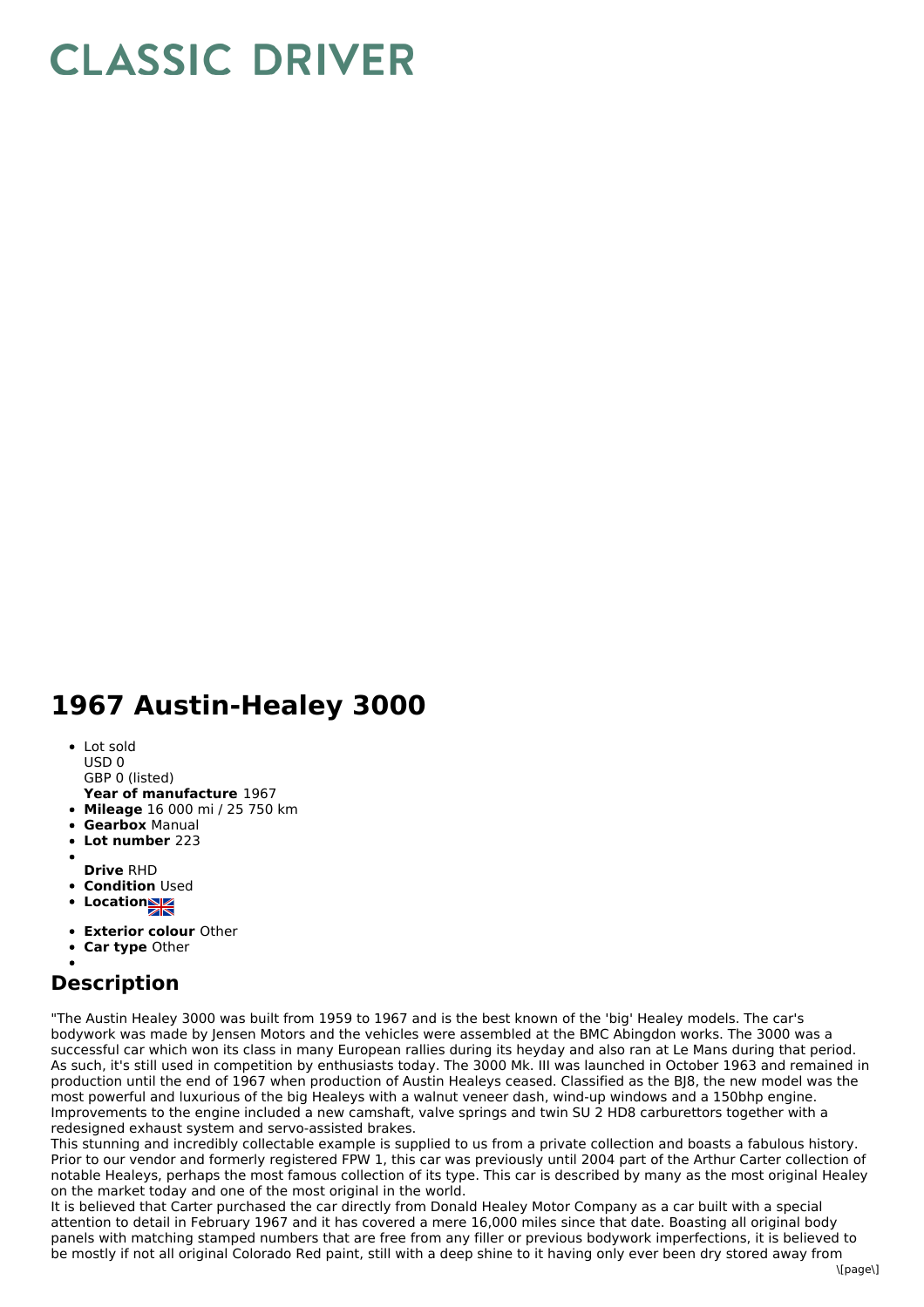# CLASSIC DRIVER

# 1967 Austin-Healey 3000

- Lot sold
  USD 0
  GBP 0 (listed)
  **Year of manufacture** 1967
- **Mileage** 16 000 mi / 25 750 km
- **Gearbox** Manual
- **Lot number** 223
- 
  **Drive** RHD
- **Condition** Used
- **Location**
- **Exterior colour** Other
- **Car type** Other
- 

## Description

"The Austin Healey 3000 was built from 1959 to 1967 and is the best known of the 'big' Healey models. The car's bodywork was made by Jensen Motors and the vehicles were assembled at the BMC Abingdon works. The 3000 was a successful car which won its class in many European rallies during its heyday and also ran at Le Mans during that period. As such, it's still used in competition by enthusiasts today. The 3000 Mk. III was launched in October 1963 and remained in production until the end of 1967 when production of Austin Healeys ceased. Classified as the BJ8, the new model was the most powerful and luxurious of the big Healeys with a walnut veneer dash, wind-up windows and a 150bhp engine. Improvements to the engine included a new camshaft, valve springs and twin SU 2 HD8 carburettors together with a redesigned exhaust system and servo-assisted brakes.
This stunning and incredibly collectable example is supplied to us from a private collection and boasts a fabulous history. Prior to our vendor and formerly registered FPW 1, this car was previously until 2004 part of the Arthur Carter collection of notable Healeys, perhaps the most famous collection of its type. This car is described by many as the most original Healey on the market today and one of the most original in the world.
It is believed that Carter purchased the car directly from Donald Healey Motor Company as a car built with a special attention to detail in February 1967 and it has covered a mere 16,000 miles since that date. Boasting all original body panels with matching stamped numbers that are free from any filler or previous bodywork imperfections, it is believed to be mostly if not all original Colorado Red paint, still with a deep shine to it having only ever been dry stored away from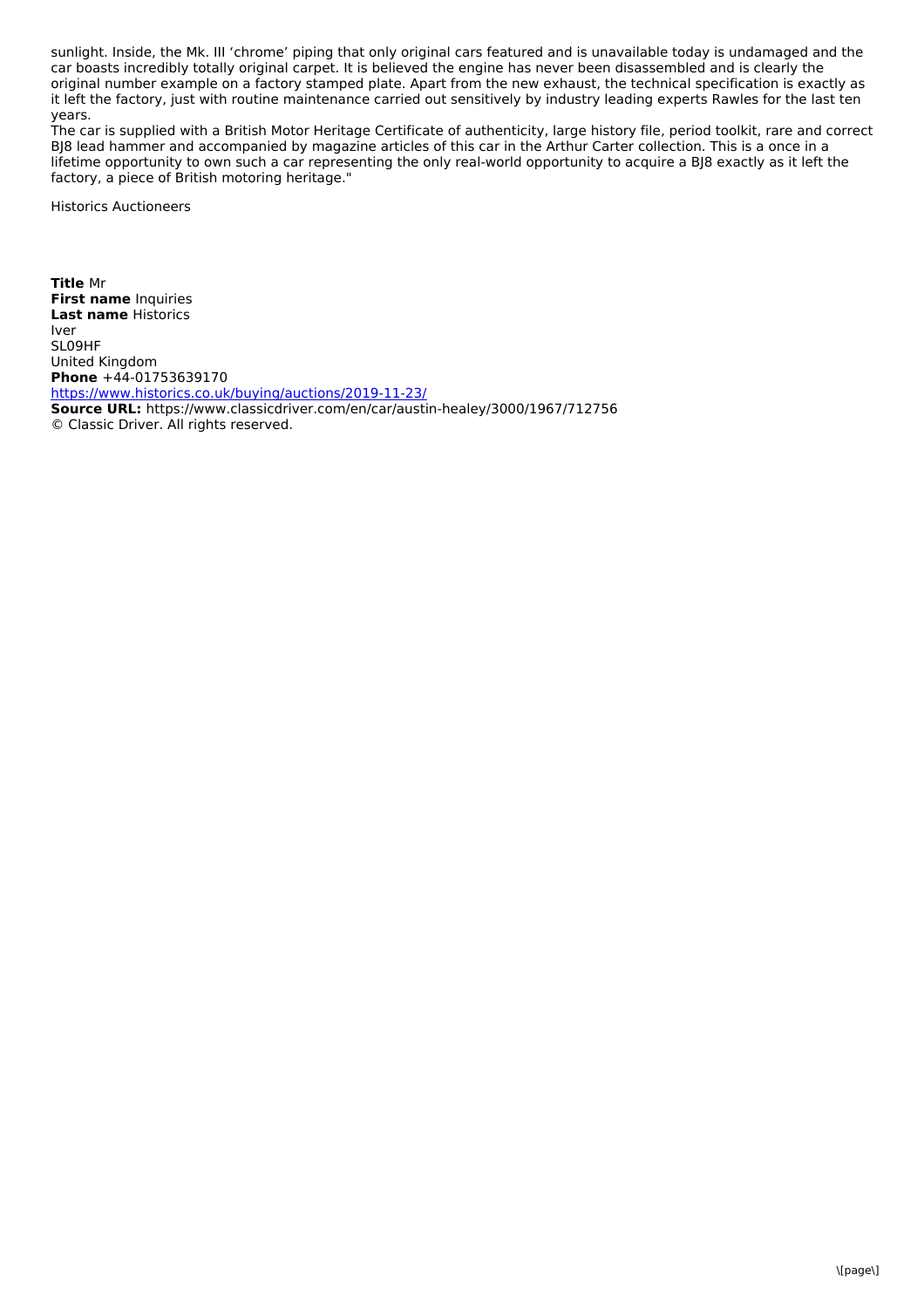sunlight. Inside, the Mk. III 'chrome' piping that only original cars featured and is unavailable today is undamaged and the car boasts incredibly totally original carpet. It is believed the engine has never been disassembled and is clearly the original number example on a factory stamped plate. Apart from the new exhaust, the technical specification is exactly as it left the factory, just with routine maintenance carried out sensitively by industry leading experts Rawles for the last ten years.
The car is supplied with a British Motor Heritage Certificate of authenticity, large history file, period toolkit, rare and correct BJ8 lead hammer and accompanied by magazine articles of this car in the Arthur Carter collection. This is a once in a lifetime opportunity to own such a car representing the only real-world opportunity to acquire a BJ8 exactly as it left the factory, a piece of British motoring heritage."

Historics Auctioneers

**Title** Mr
**First name** Inquiries
**Last name** Historics
Iver
SL09HF
United Kingdom
**Phone** +44-01753639170
https://www.historics.co.uk/buying/auctions/2019-11-23/
**Source URL:** https://www.classicdriver.com/en/car/austin-healey/3000/1967/712756
© Classic Driver. All rights reserved.